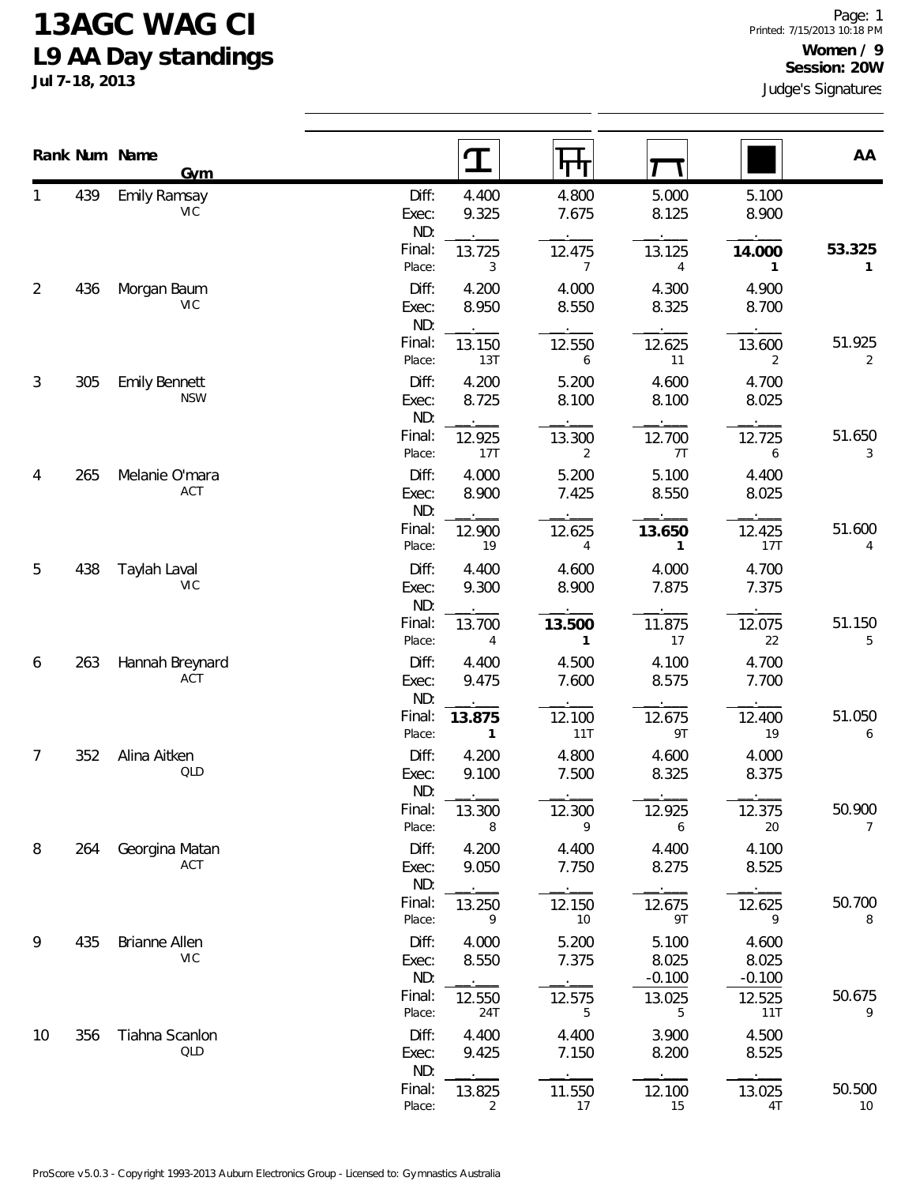# 13AGC WAG CI

## L9 AA Day standings

**Jul 7-18, 2013**

Page: 1
Printed: 7/15/2013 10:18 PM

**Women / 9**
**Session: 20W**

Judge's Signatures

| Rank | Num | Name / Gym | | Vault | Uneven Bars | Beam | Floor | AA |
|---|---|---|---|---|---|---|---|---|
| 1 | 439 | Emily Ramsay / VIC | Diff: | 4.400 | 4.800 | 5.000 | 5.100 | |
| | | | Exec: | 9.325 | 7.675 | 8.125 | 8.900 | |
| | | | ND: | | | | | |
| | | | Final: | 13.725 | 12.475 | 13.125 | **14.000** | **53.325** |
| | | | Place: | 3 | 7 | 4 | **1** | **1** |
| 2 | 436 | Morgan Baum / VIC | Diff: | 4.200 | 4.000 | 4.300 | 4.900 | |
| | | | Exec: | 8.950 | 8.550 | 8.325 | 8.700 | |
| | | | ND: | | | | | |
| | | | Final: | 13.150 | 12.550 | 12.625 | 13.600 | 51.925 |
| | | | Place: | 13T | 6 | 11 | 2 | 2 |
| 3 | 305 | Emily Bennett / NSW | Diff: | 4.200 | 5.200 | 4.600 | 4.700 | |
| | | | Exec: | 8.725 | 8.100 | 8.100 | 8.025 | |
| | | | ND: | | | | | |
| | | | Final: | 12.925 | 13.300 | 12.700 | 12.725 | 51.650 |
| | | | Place: | 17T | 2 | 7T | 6 | 3 |
| 4 | 265 | Melanie O'mara / ACT | Diff: | 4.000 | 5.200 | 5.100 | 4.400 | |
| | | | Exec: | 8.900 | 7.425 | 8.550 | 8.025 | |
| | | | ND: | | | | | |
| | | | Final: | 12.900 | 12.625 | **13.650** | 12.425 | 51.600 |
| | | | Place: | 19 | 4 | **1** | 17T | 4 |
| 5 | 438 | Taylah Laval / VIC | Diff: | 4.400 | 4.600 | 4.000 | 4.700 | |
| | | | Exec: | 9.300 | 8.900 | 7.875 | 7.375 | |
| | | | ND: | | | | | |
| | | | Final: | 13.700 | **13.500** | 11.875 | 12.075 | 51.150 |
| | | | Place: | 4 | **1** | 17 | 22 | 5 |
| 6 | 263 | Hannah Breynard / ACT | Diff: | 4.400 | 4.500 | 4.100 | 4.700 | |
| | | | Exec: | 9.475 | 7.600 | 8.575 | 7.700 | |
| | | | ND: | | | | | |
| | | | Final: | **13.875** | 12.100 | 12.675 | 12.400 | 51.050 |
| | | | Place: | **1** | 11T | 9T | 19 | 6 |
| 7 | 352 | Alina Aitken / QLD | Diff: | 4.200 | 4.800 | 4.600 | 4.000 | |
| | | | Exec: | 9.100 | 7.500 | 8.325 | 8.375 | |
| | | | ND: | | | | | |
| | | | Final: | 13.300 | 12.300 | 12.925 | 12.375 | 50.900 |
| | | | Place: | 8 | 9 | 6 | 20 | 7 |
| 8 | 264 | Georgina Matan / ACT | Diff: | 4.200 | 4.400 | 4.400 | 4.100 | |
| | | | Exec: | 9.050 | 7.750 | 8.275 | 8.525 | |
| | | | ND: | | | | | |
| | | | Final: | 13.250 | 12.150 | 12.675 | 12.625 | 50.700 |
| | | | Place: | 9 | 10 | 9T | 9 | 8 |
| 9 | 435 | Brianne Allen / VIC | Diff: | 4.000 | 5.200 | 5.100 | 4.600 | |
| | | | Exec: | 8.550 | 7.375 | 8.025 | 8.025 | |
| | | | ND: | | | -0.100 | -0.100 | |
| | | | Final: | 12.550 | 12.575 | 13.025 | 12.525 | 50.675 |
| | | | Place: | 24T | 5 | 5 | 11T | 9 |
| 10 | 356 | Tiahna Scanlon / QLD | Diff: | 4.400 | 4.400 | 3.900 | 4.500 | |
| | | | Exec: | 9.425 | 7.150 | 8.200 | 8.525 | |
| | | | ND: | | | | | |
| | | | Final: | 13.825 | 11.550 | 12.100 | 13.025 | 50.500 |
| | | | Place: | 2 | 17 | 15 | 4T | 10 |

ProScore v5.0.3 - Copyright 1993-2013 Auburn Electronics Group - Licensed to: Gymnastics Australia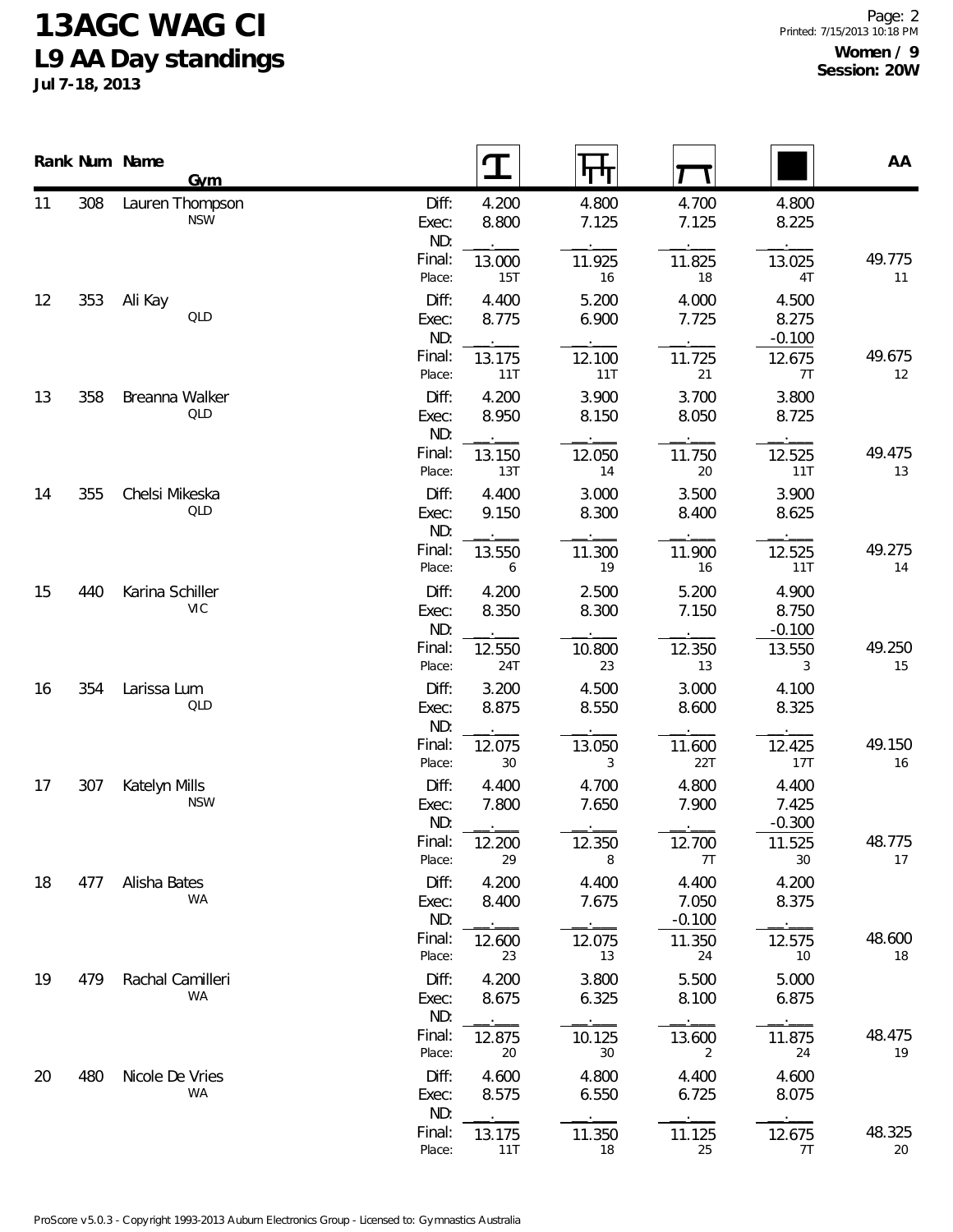# 13AGC WAG CI

## L9 AA Day standings

Jul 7-18, 2013

**Women / 9**
**Session: 20W**

| Rank | Num | Name / Gym | | Vault | Bars | Beam | Floor | AA |
|---|---|---|---|---|---|---|---|---|
| 11 | 308 | Lauren Thompson | Diff: | 4.200 | 4.800 | 4.700 | 4.800 | |
| | | NSW | Exec: | 8.800 | 7.125 | 7.125 | 8.225 | |
| | | | ND: | | | | | |
| | | | Final: | 13.000 | 11.925 | 11.825 | 13.025 | 49.775 |
| | | | Place: | 15T | 16 | 18 | 4T | 11 |
| 12 | 353 | Ali Kay | Diff: | 4.400 | 5.200 | 4.000 | 4.500 | |
| | | QLD | Exec: | 8.775 | 6.900 | 7.725 | 8.275 | |
| | | | ND: | | | | -0.100 | |
| | | | Final: | 13.175 | 12.100 | 11.725 | 12.675 | 49.675 |
| | | | Place: | 11T | 11T | 21 | 7T | 12 |
| 13 | 358 | Breanna Walker | Diff: | 4.200 | 3.900 | 3.700 | 3.800 | |
| | | QLD | Exec: | 8.950 | 8.150 | 8.050 | 8.725 | |
| | | | ND: | | | | | |
| | | | Final: | 13.150 | 12.050 | 11.750 | 12.525 | 49.475 |
| | | | Place: | 13T | 14 | 20 | 11T | 13 |
| 14 | 355 | Chelsi Mikeska | Diff: | 4.400 | 3.000 | 3.500 | 3.900 | |
| | | QLD | Exec: | 9.150 | 8.300 | 8.400 | 8.625 | |
| | | | ND: | | | | | |
| | | | Final: | 13.550 | 11.300 | 11.900 | 12.525 | 49.275 |
| | | | Place: | 6 | 19 | 16 | 11T | 14 |
| 15 | 440 | Karina Schiller | Diff: | 4.200 | 2.500 | 5.200 | 4.900 | |
| | | VIC | Exec: | 8.350 | 8.300 | 7.150 | 8.750 | |
| | | | ND: | | | | -0.100 | |
| | | | Final: | 12.550 | 10.800 | 12.350 | 13.550 | 49.250 |
| | | | Place: | 24T | 23 | 13 | 3 | 15 |
| 16 | 354 | Larissa Lum | Diff: | 3.200 | 4.500 | 3.000 | 4.100 | |
| | | QLD | Exec: | 8.875 | 8.550 | 8.600 | 8.325 | |
| | | | ND: | | | | | |
| | | | Final: | 12.075 | 13.050 | 11.600 | 12.425 | 49.150 |
| | | | Place: | 30 | 3 | 22T | 17T | 16 |
| 17 | 307 | Katelyn Mills | Diff: | 4.400 | 4.700 | 4.800 | 4.400 | |
| | | NSW | Exec: | 7.800 | 7.650 | 7.900 | 7.425 | |
| | | | ND: | | | | -0.300 | |
| | | | Final: | 12.200 | 12.350 | 12.700 | 11.525 | 48.775 |
| | | | Place: | 29 | 8 | 7T | 30 | 17 |
| 18 | 477 | Alisha Bates | Diff: | 4.200 | 4.400 | 4.400 | 4.200 | |
| | | WA | Exec: | 8.400 | 7.675 | 7.050 | 8.375 | |
| | | | ND: | | | -0.100 | | |
| | | | Final: | 12.600 | 12.075 | 11.350 | 12.575 | 48.600 |
| | | | Place: | 23 | 13 | 24 | 10 | 18 |
| 19 | 479 | Rachal Camilleri | Diff: | 4.200 | 3.800 | 5.500 | 5.000 | |
| | | WA | Exec: | 8.675 | 6.325 | 8.100 | 6.875 | |
| | | | ND: | | | | | |
| | | | Final: | 12.875 | 10.125 | 13.600 | 11.875 | 48.475 |
| | | | Place: | 20 | 30 | 2 | 24 | 19 |
| 20 | 480 | Nicole De Vries | Diff: | 4.600 | 4.800 | 4.400 | 4.600 | |
| | | WA | Exec: | 8.575 | 6.550 | 6.725 | 8.075 | |
| | | | ND: | | | | | |
| | | | Final: | 13.175 | 11.350 | 11.125 | 12.675 | 48.325 |
| | | | Place: | 11T | 18 | 25 | 7T | 20 |

ProScore v5.0.3 - Copyright 1993-2013 Auburn Electronics Group - Licensed to: Gymnastics Australia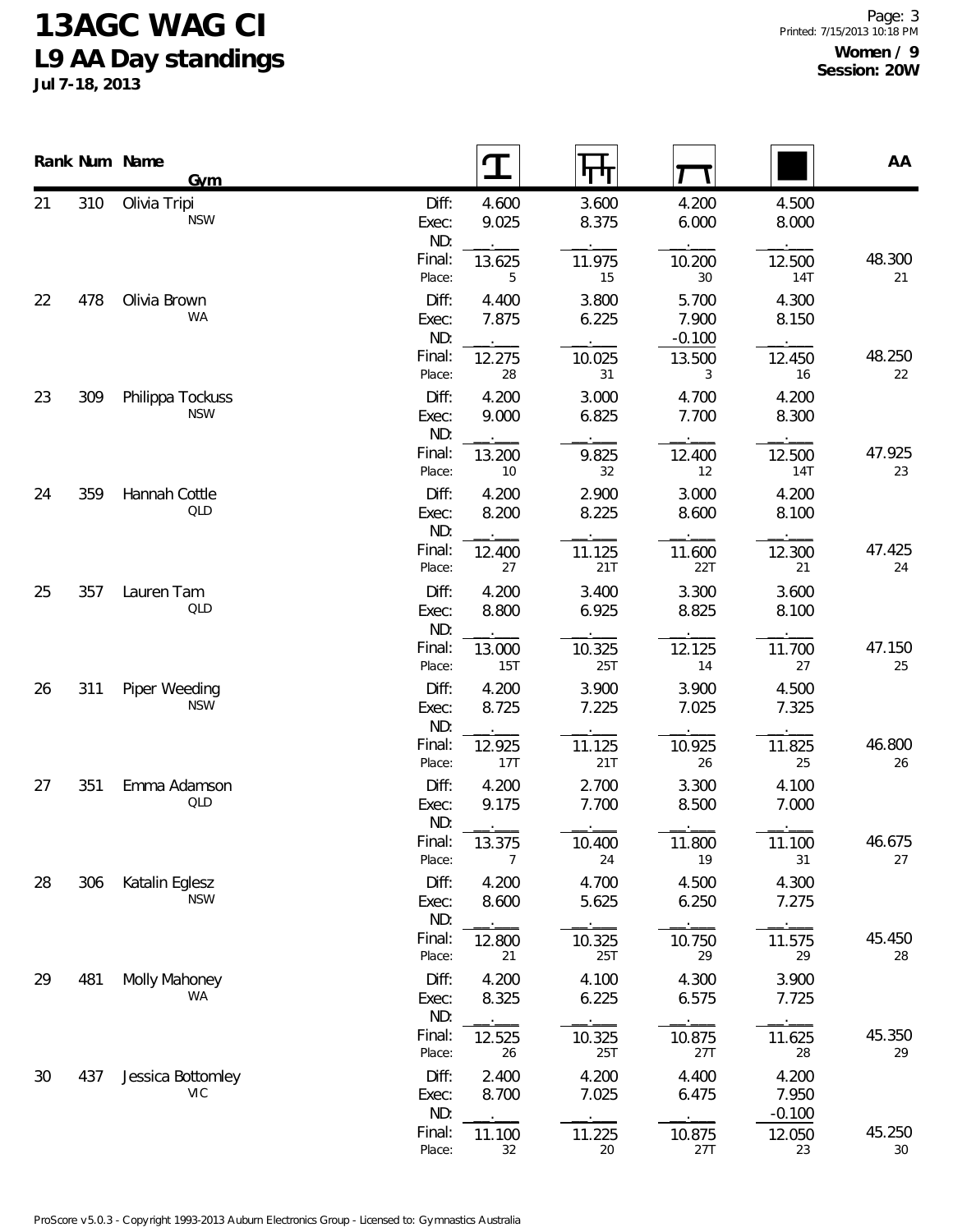# 13AGC WAG CI

## L9 AA Day standings

**Jul 7-18, 2013**

**Women / 9**
**Session: 20W**

| Rank | Num | Name / Gym | | Vault | Bars | Beam | Floor | AA |
|---|---|---|---|---|---|---|---|---|
| 21 | 310 | Olivia Tripi | Diff: | 4.600 | 3.600 | 4.200 | 4.500 | |
| | | NSW | Exec: | 9.025 | 8.375 | 6.000 | 8.000 | |
| | | | ND: | | | | | |
| | | | Final: | 13.625 | 11.975 | 10.200 | 12.500 | 48.300 |
| | | | Place: | 5 | 15 | 30 | 14T | 21 |
| 22 | 478 | Olivia Brown | Diff: | 4.400 | 3.800 | 5.700 | 4.300 | |
| | | WA | Exec: | 7.875 | 6.225 | 7.900 | 8.150 | |
| | | | ND: | | | -0.100 | | |
| | | | Final: | 12.275 | 10.025 | 13.500 | 12.450 | 48.250 |
| | | | Place: | 28 | 31 | 3 | 16 | 22 |
| 23 | 309 | Philippa Tockuss | Diff: | 4.200 | 3.000 | 4.700 | 4.200 | |
| | | NSW | Exec: | 9.000 | 6.825 | 7.700 | 8.300 | |
| | | | ND: | | | | | |
| | | | Final: | 13.200 | 9.825 | 12.400 | 12.500 | 47.925 |
| | | | Place: | 10 | 32 | 12 | 14T | 23 |
| 24 | 359 | Hannah Cottle | Diff: | 4.200 | 2.900 | 3.000 | 4.200 | |
| | | QLD | Exec: | 8.200 | 8.225 | 8.600 | 8.100 | |
| | | | ND: | | | | | |
| | | | Final: | 12.400 | 11.125 | 11.600 | 12.300 | 47.425 |
| | | | Place: | 27 | 21T | 22T | 21 | 24 |
| 25 | 357 | Lauren Tam | Diff: | 4.200 | 3.400 | 3.300 | 3.600 | |
| | | QLD | Exec: | 8.800 | 6.925 | 8.825 | 8.100 | |
| | | | ND: | | | | | |
| | | | Final: | 13.000 | 10.325 | 12.125 | 11.700 | 47.150 |
| | | | Place: | 15T | 25T | 14 | 27 | 25 |
| 26 | 311 | Piper Weeding | Diff: | 4.200 | 3.900 | 3.900 | 4.500 | |
| | | NSW | Exec: | 8.725 | 7.225 | 7.025 | 7.325 | |
| | | | ND: | | | | | |
| | | | Final: | 12.925 | 11.125 | 10.925 | 11.825 | 46.800 |
| | | | Place: | 17T | 21T | 26 | 25 | 26 |
| 27 | 351 | Emma Adamson | Diff: | 4.200 | 2.700 | 3.300 | 4.100 | |
| | | QLD | Exec: | 9.175 | 7.700 | 8.500 | 7.000 | |
| | | | ND: | | | | | |
| | | | Final: | 13.375 | 10.400 | 11.800 | 11.100 | 46.675 |
| | | | Place: | 7 | 24 | 19 | 31 | 27 |
| 28 | 306 | Katalin Eglesz | Diff: | 4.200 | 4.700 | 4.500 | 4.300 | |
| | | NSW | Exec: | 8.600 | 5.625 | 6.250 | 7.275 | |
| | | | ND: | | | | | |
| | | | Final: | 12.800 | 10.325 | 10.750 | 11.575 | 45.450 |
| | | | Place: | 21 | 25T | 29 | 29 | 28 |
| 29 | 481 | Molly Mahoney | Diff: | 4.200 | 4.100 | 4.300 | 3.900 | |
| | | WA | Exec: | 8.325 | 6.225 | 6.575 | 7.725 | |
| | | | ND: | | | | | |
| | | | Final: | 12.525 | 10.325 | 10.875 | 11.625 | 45.350 |
| | | | Place: | 26 | 25T | 27T | 28 | 29 |
| 30 | 437 | Jessica Bottomley | Diff: | 2.400 | 4.200 | 4.400 | 4.200 | |
| | | VIC | Exec: | 8.700 | 7.025 | 6.475 | 7.950 | |
| | | | ND: | | | | -0.100 | |
| | | | Final: | 11.100 | 11.225 | 10.875 | 12.050 | 45.250 |
| | | | Place: | 32 | 20 | 27T | 23 | 30 |

ProScore v5.0.3 - Copyright 1993-2013 Auburn Electronics Group - Licensed to: Gymnastics Australia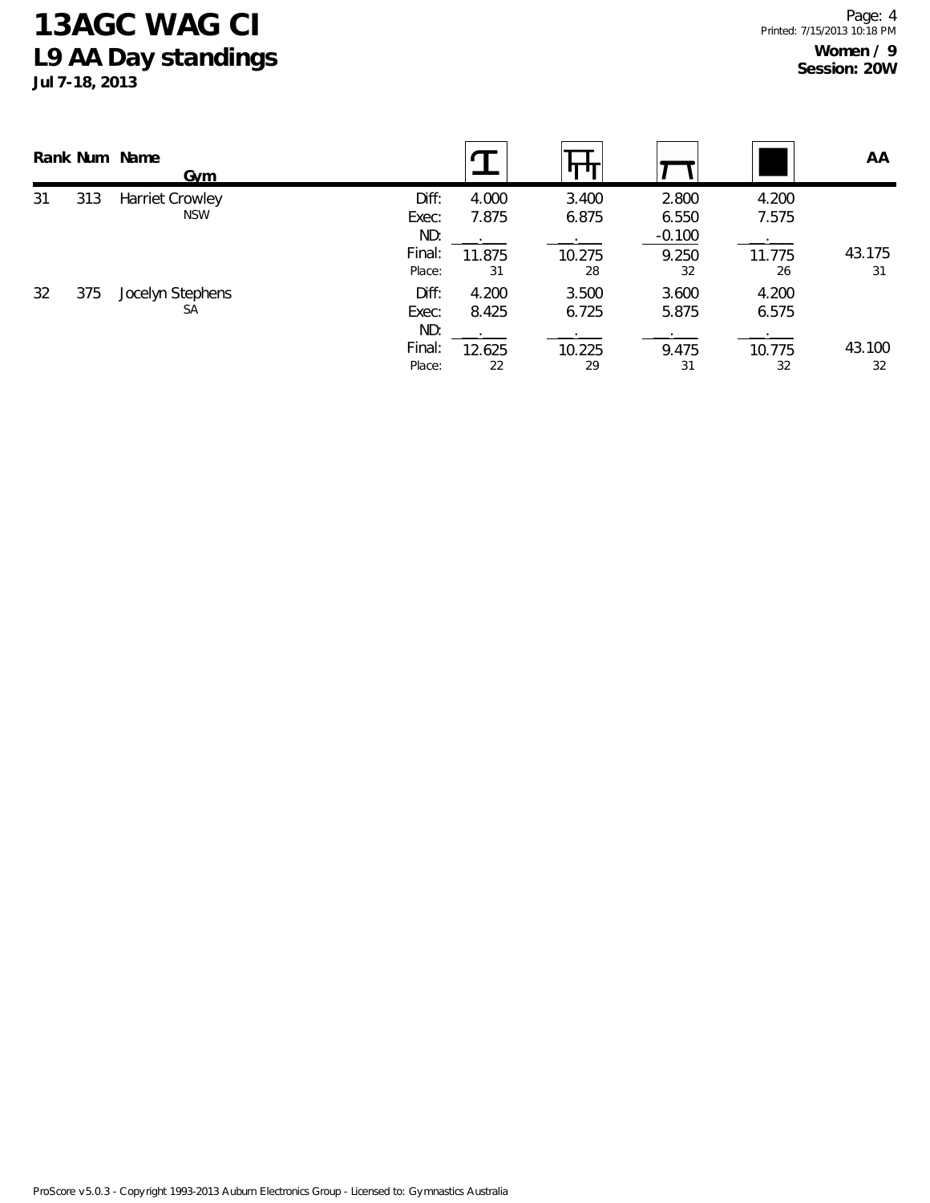# 13AGC WAG CI
## L9 AA Day standings
**Jul 7-18, 2013**

**Women / 9**
**Session: 20W**

| Rank | Num | Name / Gym | | Vault | Bars | Beam | Floor | AA |
|---|---|---|---|---|---|---|---|---|
| 31 | 313 | Harriet Crowley | Diff: | 4.000 | 3.400 | 2.800 | 4.200 | |
| | | NSW | Exec: | 7.875 | 6.875 | 6.550 | 7.575 | |
| | | | ND: | __.___ | __.___ | -0.100 | __.___ | |
| | | | Final: | 11.875 | 10.275 | 9.250 | 11.775 | 43.175 |
| | | | Place: | 31 | 28 | 32 | 26 | 31 |
| 32 | 375 | Jocelyn Stephens | Diff: | 4.200 | 3.500 | 3.600 | 4.200 | |
| | | SA | Exec: | 8.425 | 6.725 | 5.875 | 6.575 | |
| | | | ND: | __.___ | __.___ | __.___ | __.___ | |
| | | | Final: | 12.625 | 10.225 | 9.475 | 10.775 | 43.100 |
| | | | Place: | 22 | 29 | 31 | 32 | 32 |